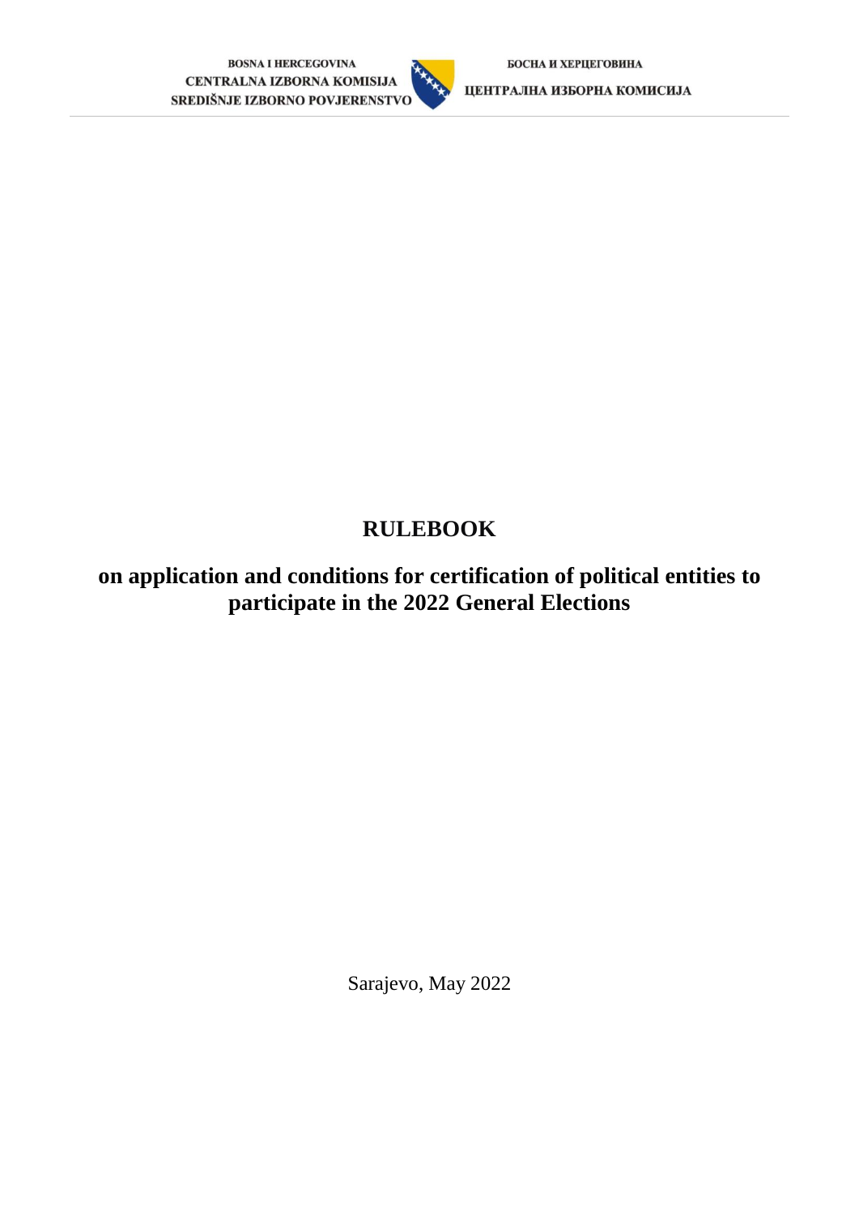BOSNA I HERCEGOVINA
CENTRALNA IZBORNA KOMISIJA
SREDIŠNJE IZBORNO POVJERENSTVO

БОСНА И ХЕРЦЕГОВИНА
ЦЕНТРАЛНА ИЗБОРНА КОМИСИЈА

# RULEBOOK

## on application and conditions for certification of political entities to participate in the 2022 General Elections

Sarajevo, May 2022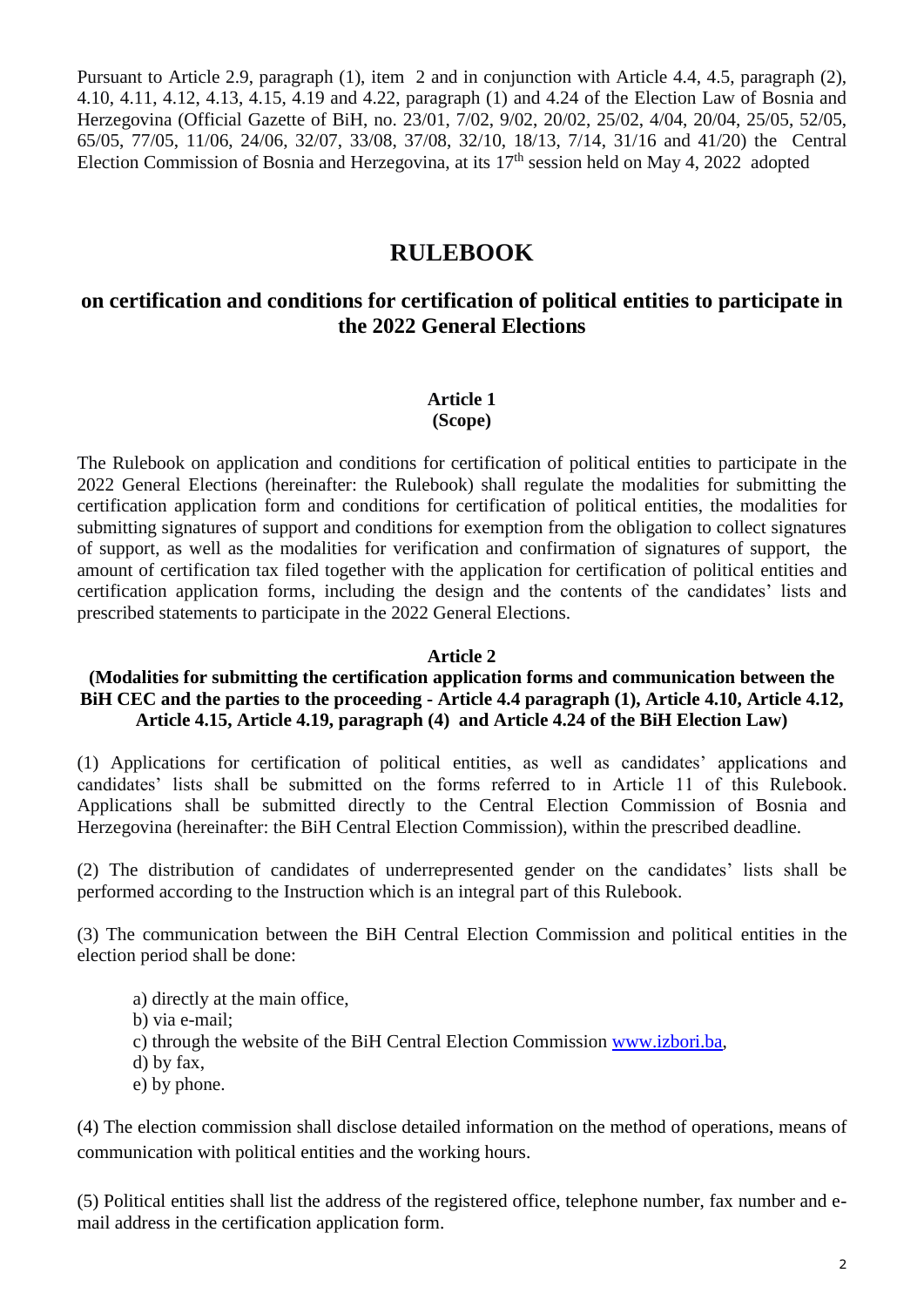Pursuant to Article 2.9, paragraph (1), item 2 and in conjunction with Article 4.4, 4.5, paragraph (2), 4.10, 4.11, 4.12, 4.13, 4.15, 4.19 and 4.22, paragraph (1) and 4.24 of the Election Law of Bosnia and Herzegovina (Official Gazette of BiH, no. 23/01, 7/02, 9/02, 20/02, 25/02, 4/04, 20/04, 25/05, 52/05, 65/05, 77/05, 11/06, 24/06, 32/07, 33/08, 37/08, 32/10, 18/13, 7/14, 31/16 and 41/20) the Central Election Commission of Bosnia and Herzegovina, at its 17th session held on May 4, 2022 adopted

# RULEBOOK

## on certification and conditions for certification of political entities to participate in the 2022 General Elections

### Article 1
### (Scope)

The Rulebook on application and conditions for certification of political entities to participate in the 2022 General Elections (hereinafter: the Rulebook) shall regulate the modalities for submitting the certification application form and conditions for certification of political entities, the modalities for submitting signatures of support and conditions for exemption from the obligation to collect signatures of support, as well as the modalities for verification and confirmation of signatures of support, the amount of certification tax filed together with the application for certification of political entities and certification application forms, including the design and the contents of the candidates' lists and prescribed statements to participate in the 2022 General Elections.

### Article 2
### (Modalities for submitting the certification application forms and communication between the BiH CEC and the parties to the proceeding - Article 4.4 paragraph (1), Article 4.10, Article 4.12, Article 4.15, Article 4.19, paragraph (4) and Article 4.24 of the BiH Election Law)

(1) Applications for certification of political entities, as well as candidates' applications and candidates' lists shall be submitted on the forms referred to in Article 11 of this Rulebook. Applications shall be submitted directly to the Central Election Commission of Bosnia and Herzegovina (hereinafter: the BiH Central Election Commission), within the prescribed deadline.

(2) The distribution of candidates of underrepresented gender on the candidates' lists shall be performed according to the Instruction which is an integral part of this Rulebook.

(3) The communication between the BiH Central Election Commission and political entities in the election period shall be done:

a) directly at the main office,
b) via e-mail;
c) through the website of the BiH Central Election Commission www.izbori.ba,
d) by fax,
e) by phone.

(4) The election commission shall disclose detailed information on the method of operations, means of communication with political entities and the working hours.

(5) Political entities shall list the address of the registered office, telephone number, fax number and e-mail address in the certification application form.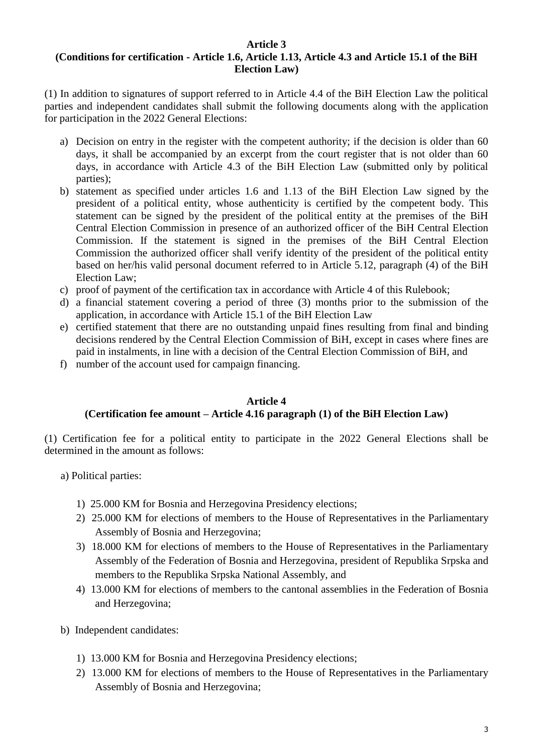**Article 3**
**(Conditions for certification - Article 1.6, Article 1.13, Article 4.3 and Article 15.1 of the BiH Election Law)**

(1) In addition to signatures of support referred to in Article 4.4 of the BiH Election Law the political parties and independent candidates shall submit the following documents along with the application for participation in the 2022 General Elections:

a) Decision on entry in the register with the competent authority; if the decision is older than 60 days, it shall be accompanied by an excerpt from the court register that is not older than 60 days, in accordance with Article 4.3 of the BiH Election Law (submitted only by political parties);
b) statement as specified under articles 1.6 and 1.13 of the BiH Election Law signed by the president of a political entity, whose authenticity is certified by the competent body. This statement can be signed by the president of the political entity at the premises of the BiH Central Election Commission in presence of an authorized officer of the BiH Central Election Commission. If the statement is signed in the premises of the BiH Central Election Commission the authorized officer shall verify identity of the president of the political entity based on her/his valid personal document referred to in Article 5.12, paragraph (4) of the BiH Election Law;
c) proof of payment of the certification tax in accordance with Article 4 of this Rulebook;
d) a financial statement covering a period of three (3) months prior to the submission of the application, in accordance with Article 15.1 of the BiH Election Law
e) certified statement that there are no outstanding unpaid fines resulting from final and binding decisions rendered by the Central Election Commission of BiH, except in cases where fines are paid in instalments, in line with a decision of the Central Election Commission of BiH, and
f) number of the account used for campaign financing.

**Article 4**
**(Certification fee amount – Article 4.16 paragraph (1) of the BiH Election Law)**

(1) Certification fee for a political entity to participate in the 2022 General Elections shall be determined in the amount as follows:

a) Political parties:

1) 25.000 KM for Bosnia and Herzegovina Presidency elections;
2) 25.000 KM for elections of members to the House of Representatives in the Parliamentary Assembly of Bosnia and Herzegovina;
3) 18.000 KM for elections of members to the House of Representatives in the Parliamentary Assembly of the Federation of Bosnia and Herzegovina, president of Republika Srpska and members to the Republika Srpska National Assembly, and
4) 13.000 KM for elections of members to the cantonal assemblies in the Federation of Bosnia and Herzegovina;

b) Independent candidates:

1) 13.000 KM for Bosnia and Herzegovina Presidency elections;
2) 13.000 KM for elections of members to the House of Representatives in the Parliamentary Assembly of Bosnia and Herzegovina;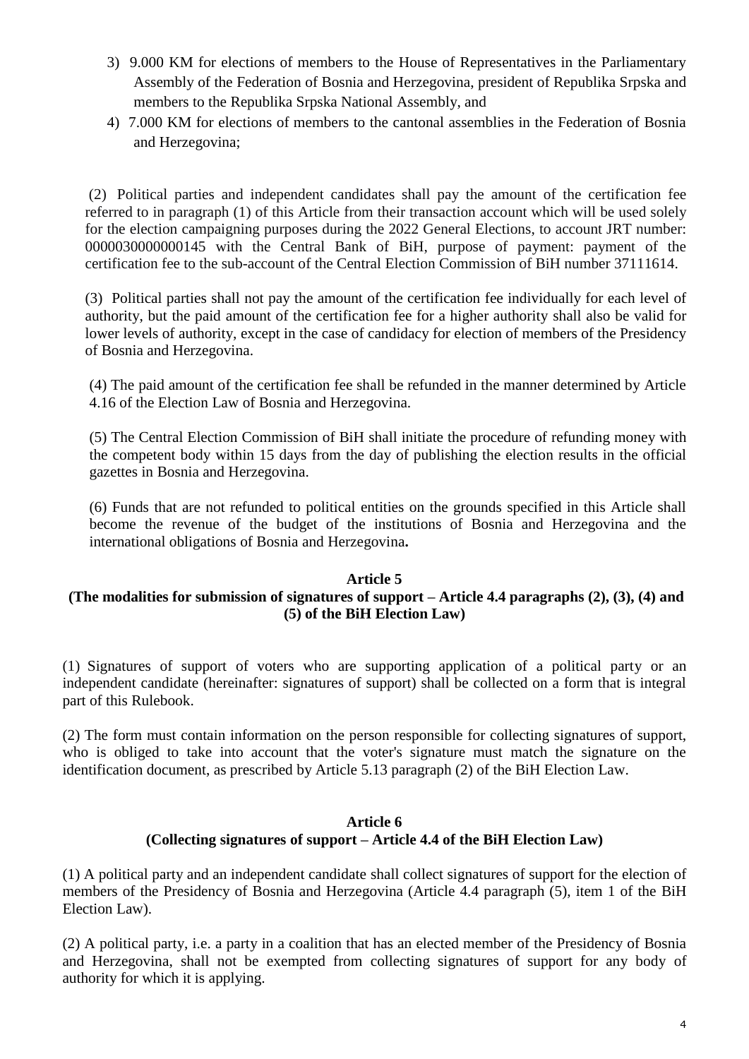3) 9.000 KM for elections of members to the House of Representatives in the Parliamentary Assembly of the Federation of Bosnia and Herzegovina, president of Republika Srpska and members to the Republika Srpska National Assembly, and
4) 7.000 KM for elections of members to the cantonal assemblies in the Federation of Bosnia and Herzegovina;

(2) Political parties and independent candidates shall pay the amount of the certification fee referred to in paragraph (1) of this Article from their transaction account which will be used solely for the election campaigning purposes during the 2022 General Elections, to account JRT number: 0000030000000145 with the Central Bank of BiH, purpose of payment: payment of the certification fee to the sub-account of the Central Election Commission of BiH number 37111614.

(3) Political parties shall not pay the amount of the certification fee individually for each level of authority, but the paid amount of the certification fee for a higher authority shall also be valid for lower levels of authority, except in the case of candidacy for election of members of the Presidency of Bosnia and Herzegovina.

(4) The paid amount of the certification fee shall be refunded in the manner determined by Article 4.16 of the Election Law of Bosnia and Herzegovina.

(5) The Central Election Commission of BiH shall initiate the procedure of refunding money with the competent body within 15 days from the day of publishing the election results in the official gazettes in Bosnia and Herzegovina.

(6) Funds that are not refunded to political entities on the grounds specified in this Article shall become the revenue of the budget of the institutions of Bosnia and Herzegovina and the international obligations of Bosnia and Herzegovina**.**

**Article 5**
**(The modalities for submission of signatures of support – Article 4.4 paragraphs (2), (3), (4) and (5) of the BiH Election Law)**

(1) Signatures of support of voters who are supporting application of a political party or an independent candidate (hereinafter: signatures of support) shall be collected on a form that is integral part of this Rulebook.

(2) The form must contain information on the person responsible for collecting signatures of support, who is obliged to take into account that the voter's signature must match the signature on the identification document, as prescribed by Article 5.13 paragraph (2) of the BiH Election Law.

**Article 6**
**(Collecting signatures of support – Article 4.4 of the BiH Election Law)**

(1) A political party and an independent candidate shall collect signatures of support for the election of members of the Presidency of Bosnia and Herzegovina (Article 4.4 paragraph (5), item 1 of the BiH Election Law).

(2) A political party, i.e. a party in a coalition that has an elected member of the Presidency of Bosnia and Herzegovina, shall not be exempted from collecting signatures of support for any body of authority for which it is applying.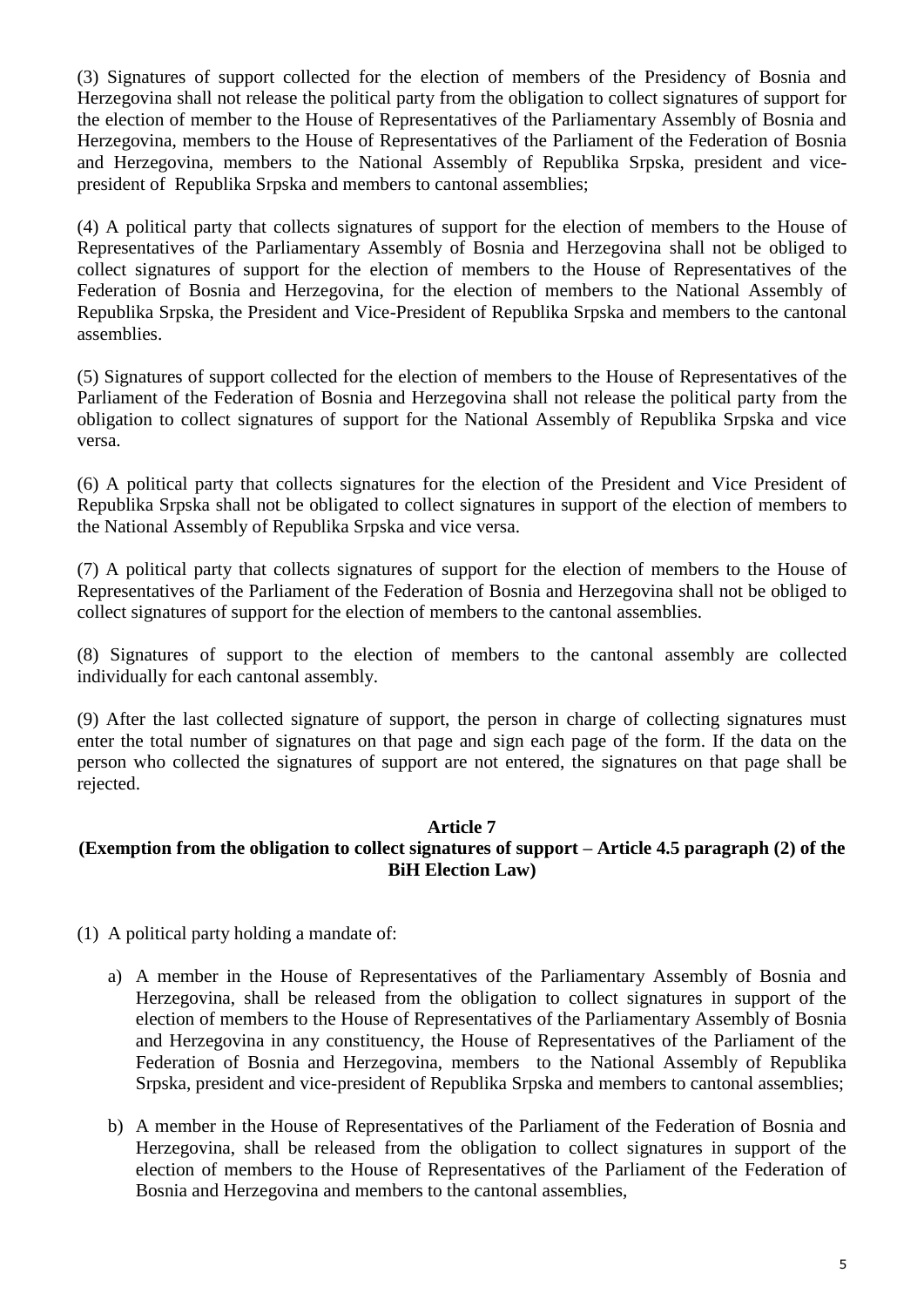(3) Signatures of support collected for the election of members of the Presidency of Bosnia and Herzegovina shall not release the political party from the obligation to collect signatures of support for the election of member to the House of Representatives of the Parliamentary Assembly of Bosnia and Herzegovina, members to the House of Representatives of the Parliament of the Federation of Bosnia and Herzegovina, members to the National Assembly of Republika Srpska, president and vice-president of Republika Srpska and members to cantonal assemblies;

(4) A political party that collects signatures of support for the election of members to the House of Representatives of the Parliamentary Assembly of Bosnia and Herzegovina shall not be obliged to collect signatures of support for the election of members to the House of Representatives of the Federation of Bosnia and Herzegovina, for the election of members to the National Assembly of Republika Srpska, the President and Vice-President of Republika Srpska and members to the cantonal assemblies.

(5) Signatures of support collected for the election of members to the House of Representatives of the Parliament of the Federation of Bosnia and Herzegovina shall not release the political party from the obligation to collect signatures of support for the National Assembly of Republika Srpska and vice versa.

(6) A political party that collects signatures for the election of the President and Vice President of Republika Srpska shall not be obligated to collect signatures in support of the election of members to the National Assembly of Republika Srpska and vice versa.

(7) A political party that collects signatures of support for the election of members to the House of Representatives of the Parliament of the Federation of Bosnia and Herzegovina shall not be obliged to collect signatures of support for the election of members to the cantonal assemblies.

(8) Signatures of support to the election of members to the cantonal assembly are collected individually for each cantonal assembly.

(9) After the last collected signature of support, the person in charge of collecting signatures must enter the total number of signatures on that page and sign each page of the form. If the data on the person who collected the signatures of support are not entered, the signatures on that page shall be rejected.

**Article 7**
**(Exemption from the obligation to collect signatures of support – Article 4.5 paragraph (2) of the BiH Election Law)**

(1) A political party holding a mandate of:

a) A member in the House of Representatives of the Parliamentary Assembly of Bosnia and Herzegovina, shall be released from the obligation to collect signatures in support of the election of members to the House of Representatives of the Parliamentary Assembly of Bosnia and Herzegovina in any constituency, the House of Representatives of the Parliament of the Federation of Bosnia and Herzegovina, members to the National Assembly of Republika Srpska, president and vice-president of Republika Srpska and members to cantonal assemblies;

b) A member in the House of Representatives of the Parliament of the Federation of Bosnia and Herzegovina, shall be released from the obligation to collect signatures in support of the election of members to the House of Representatives of the Parliament of the Federation of Bosnia and Herzegovina and members to the cantonal assemblies,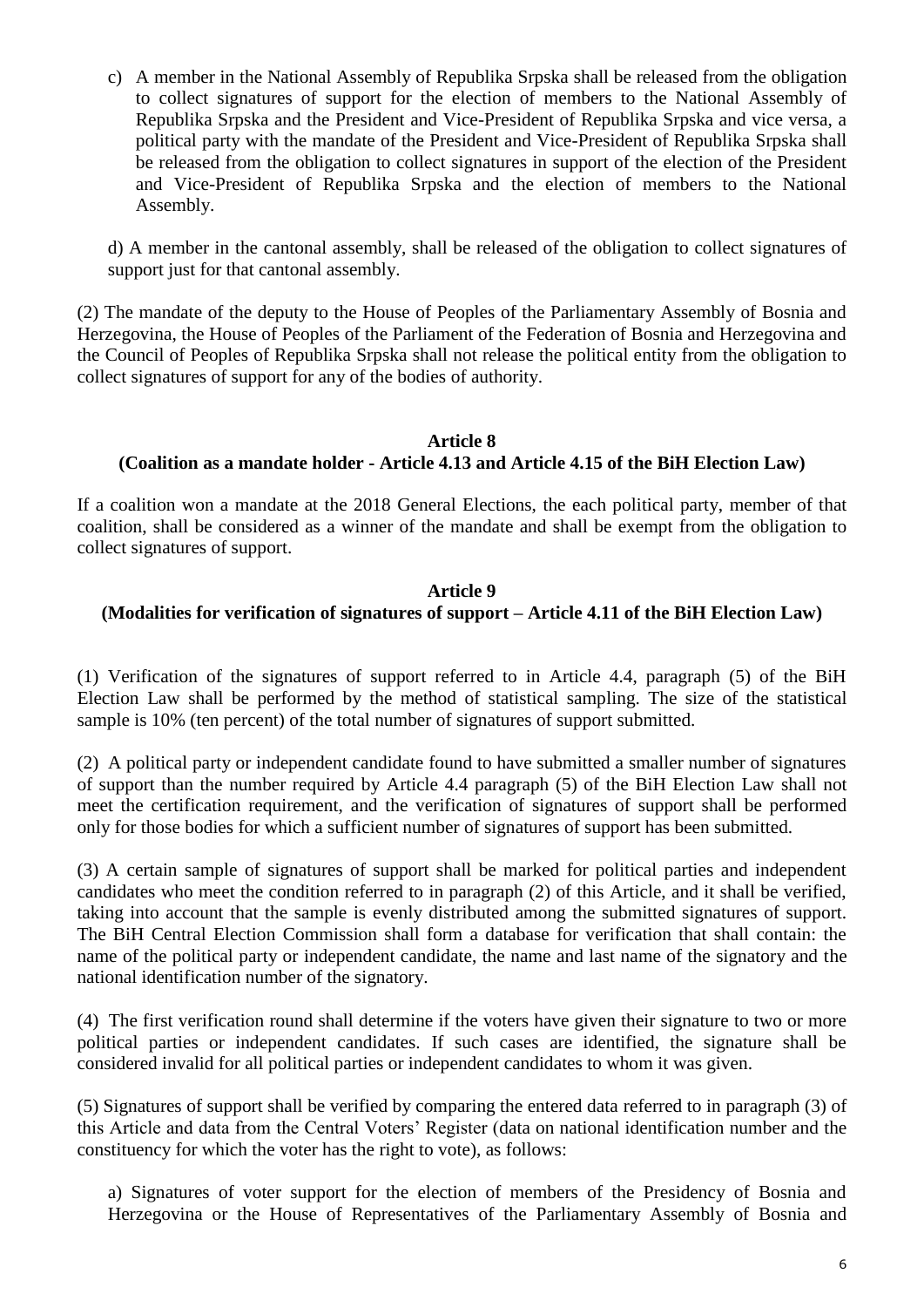c) A member in the National Assembly of Republika Srpska shall be released from the obligation to collect signatures of support for the election of members to the National Assembly of Republika Srpska and the President and Vice-President of Republika Srpska and vice versa, a political party with the mandate of the President and Vice-President of Republika Srpska shall be released from the obligation to collect signatures in support of the election of the President and Vice-President of Republika Srpska and the election of members to the National Assembly.

d) A member in the cantonal assembly, shall be released of the obligation to collect signatures of support just for that cantonal assembly.

(2) The mandate of the deputy to the House of Peoples of the Parliamentary Assembly of Bosnia and Herzegovina, the House of Peoples of the Parliament of the Federation of Bosnia and Herzegovina and the Council of Peoples of Republika Srpska shall not release the political entity from the obligation to collect signatures of support for any of the bodies of authority.

**Article 8**
**(Coalition as a mandate holder - Article 4.13 and Article 4.15 of the BiH Election Law)**

If a coalition won a mandate at the 2018 General Elections, the each political party, member of that coalition, shall be considered as a winner of the mandate and shall be exempt from the obligation to collect signatures of support.

**Article 9**
**(Modalities for verification of signatures of support – Article 4.11 of the BiH Election Law)**

(1) Verification of the signatures of support referred to in Article 4.4, paragraph (5) of the BiH Election Law shall be performed by the method of statistical sampling. The size of the statistical sample is 10% (ten percent) of the total number of signatures of support submitted.

(2) A political party or independent candidate found to have submitted a smaller number of signatures of support than the number required by Article 4.4 paragraph (5) of the BiH Election Law shall not meet the certification requirement, and the verification of signatures of support shall be performed only for those bodies for which a sufficient number of signatures of support has been submitted.

(3) A certain sample of signatures of support shall be marked for political parties and independent candidates who meet the condition referred to in paragraph (2) of this Article, and it shall be verified, taking into account that the sample is evenly distributed among the submitted signatures of support. The BiH Central Election Commission shall form a database for verification that shall contain: the name of the political party or independent candidate, the name and last name of the signatory and the national identification number of the signatory.

(4) The first verification round shall determine if the voters have given their signature to two or more political parties or independent candidates. If such cases are identified, the signature shall be considered invalid for all political parties or independent candidates to whom it was given.

(5) Signatures of support shall be verified by comparing the entered data referred to in paragraph (3) of this Article and data from the Central Voters' Register (data on national identification number and the constituency for which the voter has the right to vote), as follows:

a) Signatures of voter support for the election of members of the Presidency of Bosnia and Herzegovina or the House of Representatives of the Parliamentary Assembly of Bosnia and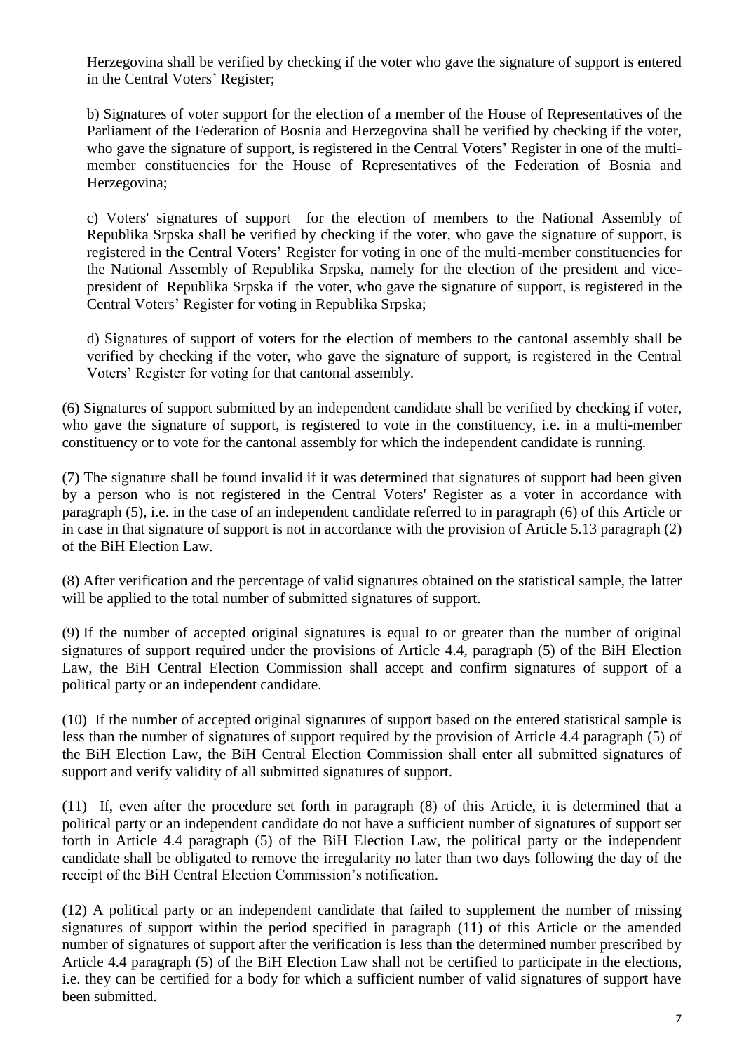Herzegovina shall be verified by checking if the voter who gave the signature of support is entered in the Central Voters' Register;

b) Signatures of voter support for the election of a member of the House of Representatives of the Parliament of the Federation of Bosnia and Herzegovina shall be verified by checking if the voter, who gave the signature of support, is registered in the Central Voters' Register in one of the multi-member constituencies for the House of Representatives of the Federation of Bosnia and Herzegovina;

c) Voters' signatures of support for the election of members to the National Assembly of Republika Srpska shall be verified by checking if the voter, who gave the signature of support, is registered in the Central Voters' Register for voting in one of the multi-member constituencies for the National Assembly of Republika Srpska, namely for the election of the president and vice-president of Republika Srpska if the voter, who gave the signature of support, is registered in the Central Voters' Register for voting in Republika Srpska;

d) Signatures of support of voters for the election of members to the cantonal assembly shall be verified by checking if the voter, who gave the signature of support, is registered in the Central Voters' Register for voting for that cantonal assembly.

(6) Signatures of support submitted by an independent candidate shall be verified by checking if voter, who gave the signature of support, is registered to vote in the constituency, i.e. in a multi-member constituency or to vote for the cantonal assembly for which the independent candidate is running.

(7) The signature shall be found invalid if it was determined that signatures of support had been given by a person who is not registered in the Central Voters' Register as a voter in accordance with paragraph (5), i.e. in the case of an independent candidate referred to in paragraph (6) of this Article or in case in that signature of support is not in accordance with the provision of Article 5.13 paragraph (2) of the BiH Election Law.

(8) After verification and the percentage of valid signatures obtained on the statistical sample, the latter will be applied to the total number of submitted signatures of support.

(9) If the number of accepted original signatures is equal to or greater than the number of original signatures of support required under the provisions of Article 4.4, paragraph (5) of the BiH Election Law, the BiH Central Election Commission shall accept and confirm signatures of support of a political party or an independent candidate.

(10) If the number of accepted original signatures of support based on the entered statistical sample is less than the number of signatures of support required by the provision of Article 4.4 paragraph (5) of the BiH Election Law, the BiH Central Election Commission shall enter all submitted signatures of support and verify validity of all submitted signatures of support.

(11) If, even after the procedure set forth in paragraph (8) of this Article, it is determined that a political party or an independent candidate do not have a sufficient number of signatures of support set forth in Article 4.4 paragraph (5) of the BiH Election Law, the political party or the independent candidate shall be obligated to remove the irregularity no later than two days following the day of the receipt of the BiH Central Election Commission's notification.

(12) A political party or an independent candidate that failed to supplement the number of missing signatures of support within the period specified in paragraph (11) of this Article or the amended number of signatures of support after the verification is less than the determined number prescribed by Article 4.4 paragraph (5) of the BiH Election Law shall not be certified to participate in the elections, i.e. they can be certified for a body for which a sufficient number of valid signatures of support have been submitted.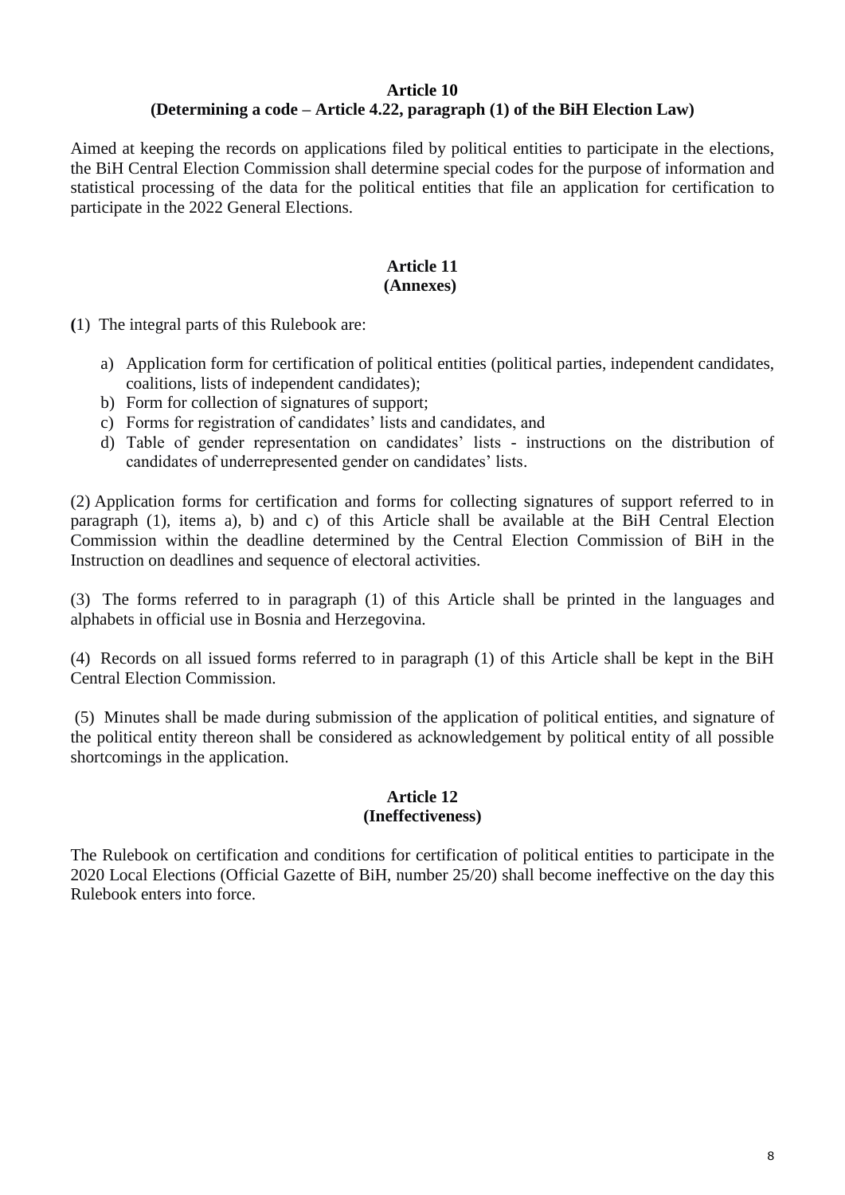**Article 10**
**(Determining a code – Article 4.22, paragraph (1) of the BiH Election Law)**

Aimed at keeping the records on applications filed by political entities to participate in the elections, the BiH Central Election Commission shall determine special codes for the purpose of information and statistical processing of the data for the political entities that file an application for certification to participate in the 2022 General Elections.

**Article 11**
**(Annexes)**

(1) The integral parts of this Rulebook are:

a) Application form for certification of political entities (political parties, independent candidates, coalitions, lists of independent candidates);
b) Form for collection of signatures of support;
c) Forms for registration of candidates' lists and candidates, and
d) Table of gender representation on candidates' lists - instructions on the distribution of candidates of underrepresented gender on candidates' lists.

(2) Application forms for certification and forms for collecting signatures of support referred to in paragraph (1), items a), b) and c) of this Article shall be available at the BiH Central Election Commission within the deadline determined by the Central Election Commission of BiH in the Instruction on deadlines and sequence of electoral activities.

(3) The forms referred to in paragraph (1) of this Article shall be printed in the languages and alphabets in official use in Bosnia and Herzegovina.

(4) Records on all issued forms referred to in paragraph (1) of this Article shall be kept in the BiH Central Election Commission.

(5) Minutes shall be made during submission of the application of political entities, and signature of the political entity thereon shall be considered as acknowledgement by political entity of all possible shortcomings in the application.

**Article 12**
**(Ineffectiveness)**

The Rulebook on certification and conditions for certification of political entities to participate in the 2020 Local Elections (Official Gazette of BiH, number 25/20) shall become ineffective on the day this Rulebook enters into force.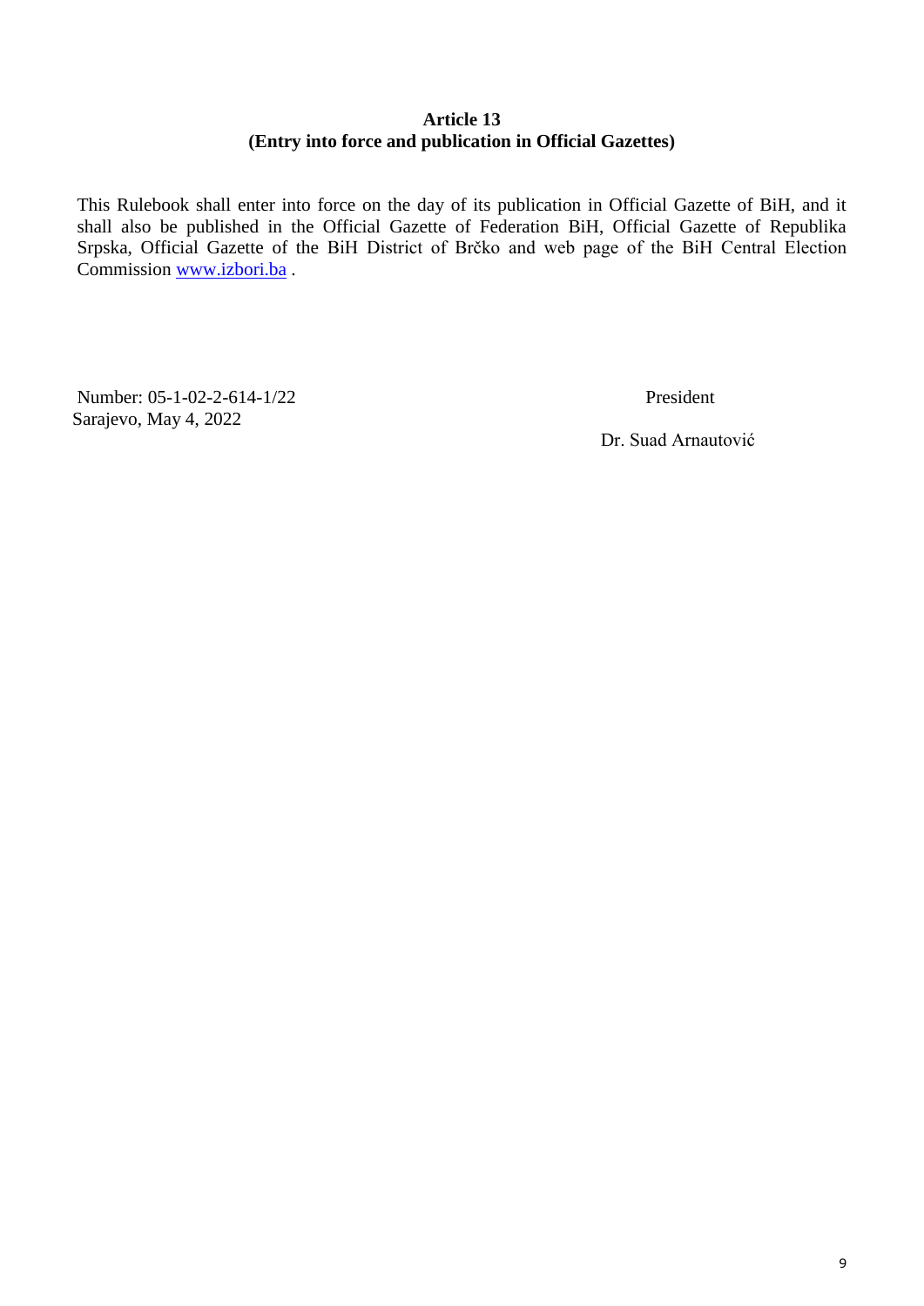**Article 13**
**(Entry into force and publication in Official Gazettes)**

This Rulebook shall enter into force on the day of its publication in Official Gazette of BiH, and it shall also be published in the Official Gazette of Federation BiH, Official Gazette of Republika Srpska, Official Gazette of the BiH District of Brčko and web page of the BiH Central Election Commission www.izbori.ba .

Number: 05-1-02-2-614-1/22
Sarajevo, May 4, 2022

President

Dr. Suad Arnautović